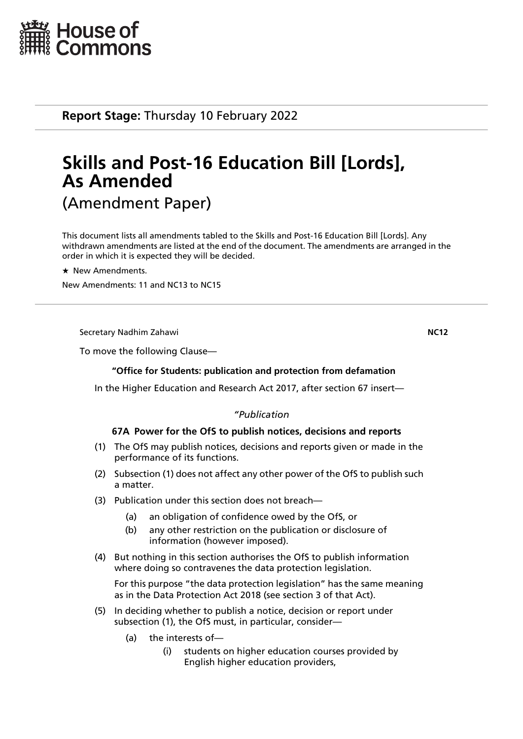House of Commons

**Report Stage:** Thursday 10 February 2022

# Skills and Post-16 Education Bill [Lords], As Amended

(Amendment Paper)

This document lists all amendments tabled to the Skills and Post-16 Education Bill [Lords]. Any withdrawn amendments are listed at the end of the document. The amendments are arranged in the order in which it is expected they will be decided.

★ New Amendments.

New Amendments: 11 and NC13 to NC15

---

Secretary Nadhim Zahawi **NC12**

To move the following Clause—

**"Office for Students: publication and protection from defamation**

In the Higher Education and Research Act 2017, after section 67 insert—

*"Publication*

**67A Power for the OfS to publish notices, decisions and reports**

(1) The OfS may publish notices, decisions and reports given or made in the performance of its functions.

(2) Subsection (1) does not affect any other power of the OfS to publish such a matter.

(3) Publication under this section does not breach—

  (a) an obligation of confidence owed by the OfS, or

  (b) any other restriction on the publication or disclosure of information (however imposed).

(4) But nothing in this section authorises the OfS to publish information where doing so contravenes the data protection legislation.

For this purpose "the data protection legislation" has the same meaning as in the Data Protection Act 2018 (see section 3 of that Act).

(5) In deciding whether to publish a notice, decision or report under subsection (1), the OfS must, in particular, consider—

  (a) the interests of—

    (i) students on higher education courses provided by English higher education providers,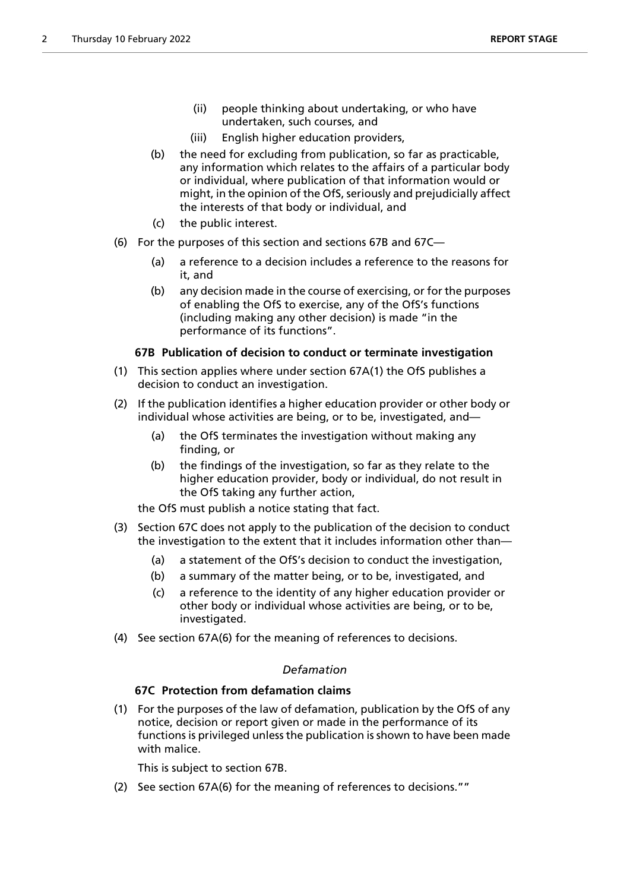(ii) people thinking about undertaking, or who have undertaken, such courses, and

(iii) English higher education providers,

(b) the need for excluding from publication, so far as practicable, any information which relates to the affairs of a particular body or individual, where publication of that information would or might, in the opinion of the OfS, seriously and prejudicially affect the interests of that body or individual, and

(c) the public interest.

(6) For the purposes of this section and sections 67B and 67C—

(a) a reference to a decision includes a reference to the reasons for it, and

(b) any decision made in the course of exercising, or for the purposes of enabling the OfS to exercise, any of the OfS's functions (including making any other decision) is made "in the performance of its functions".

**67B Publication of decision to conduct or terminate investigation**

(1) This section applies where under section 67A(1) the OfS publishes a decision to conduct an investigation.

(2) If the publication identifies a higher education provider or other body or individual whose activities are being, or to be, investigated, and—

(a) the OfS terminates the investigation without making any finding, or

(b) the findings of the investigation, so far as they relate to the higher education provider, body or individual, do not result in the OfS taking any further action,

the OfS must publish a notice stating that fact.

(3) Section 67C does not apply to the publication of the decision to conduct the investigation to the extent that it includes information other than—

(a) a statement of the OfS's decision to conduct the investigation,

(b) a summary of the matter being, or to be, investigated, and

(c) a reference to the identity of any higher education provider or other body or individual whose activities are being, or to be, investigated.

(4) See section 67A(6) for the meaning of references to decisions.

*Defamation*

**67C Protection from defamation claims**

(1) For the purposes of the law of defamation, publication by the OfS of any notice, decision or report given or made in the performance of its functions is privileged unless the publication is shown to have been made with malice.

This is subject to section 67B.

(2) See section 67A(6) for the meaning of references to decisions.""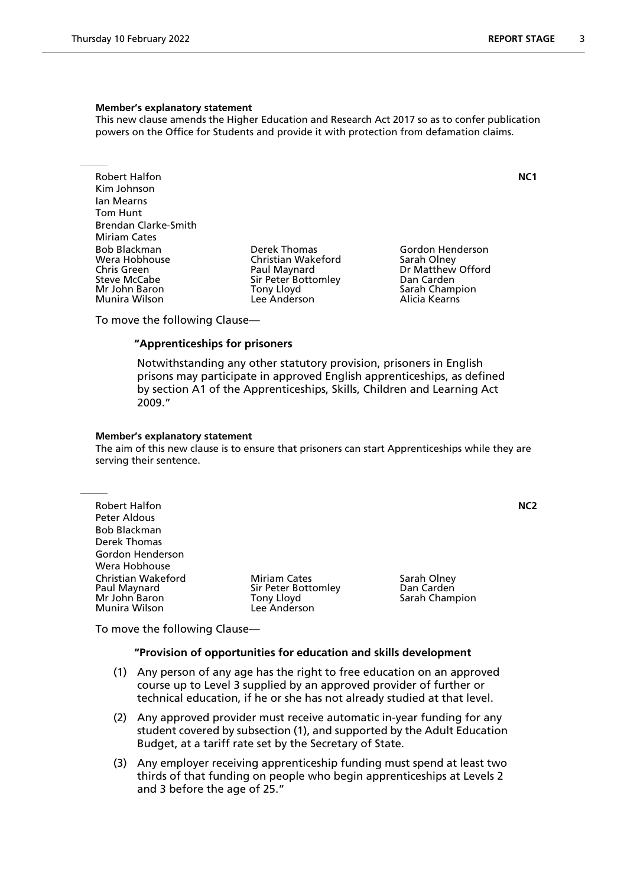**Member's explanatory statement**

This new clause amends the Higher Education and Research Act 2017 so as to confer publication powers on the Office for Students and provide it with protection from defamation claims.

---

Robert Halfon **NC1**
Kim Johnson
Ian Mearns
Tom Hunt
Brendan Clarke-Smith
Miriam Cates
Bob Blackman
Wera Hobhouse
Chris Green
Steve McCabe
Mr John Baron
Munira Wilson
Derek Thomas
Christian Wakeford
Paul Maynard
Sir Peter Bottomley
Tony Lloyd
Lee Anderson
Gordon Henderson
Sarah Olney
Dr Matthew Offord
Dan Carden
Sarah Champion
Alicia Kearns

To move the following Clause—

**"Apprenticeships for prisoners**

Notwithstanding any other statutory provision, prisoners in English prisons may participate in approved English apprenticeships, as defined by section A1 of the Apprenticeships, Skills, Children and Learning Act 2009."

**Member's explanatory statement**

The aim of this new clause is to ensure that prisoners can start Apprenticeships while they are serving their sentence.

---

Robert Halfon **NC2**
Peter Aldous
Bob Blackman
Derek Thomas
Gordon Henderson
Wera Hobhouse
Christian Wakeford
Paul Maynard
Mr John Baron
Munira Wilson
Miriam Cates
Sir Peter Bottomley
Tony Lloyd
Lee Anderson
Sarah Olney
Dan Carden
Sarah Champion

To move the following Clause—

**"Provision of opportunities for education and skills development**

(1) Any person of any age has the right to free education on an approved course up to Level 3 supplied by an approved provider of further or technical education, if he or she has not already studied at that level.

(2) Any approved provider must receive automatic in-year funding for any student covered by subsection (1), and supported by the Adult Education Budget, at a tariff rate set by the Secretary of State.

(3) Any employer receiving apprenticeship funding must spend at least two thirds of that funding on people who begin apprenticeships at Levels 2 and 3 before the age of 25."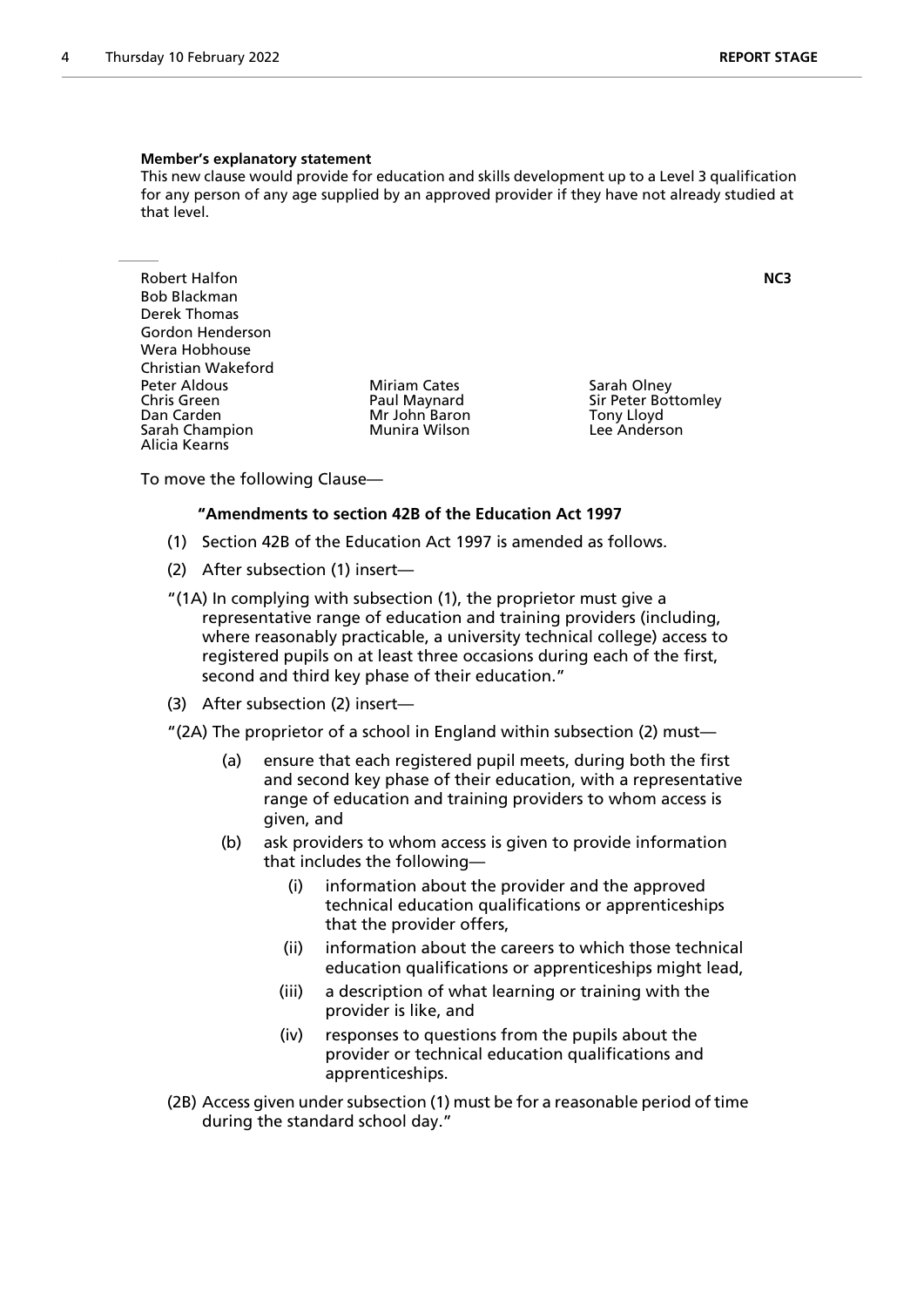**Member's explanatory statement**

This new clause would provide for education and skills development up to a Level 3 qualification for any person of any age supplied by an approved provider if they have not already studied at that level.

---

**NC3**

Robert Halfon
Bob Blackman
Derek Thomas
Gordon Henderson
Wera Hobhouse
Christian Wakeford
Peter Aldous
Chris Green
Dan Carden
Sarah Champion
Alicia Kearns
Miriam Cates
Paul Maynard
Mr John Baron
Munira Wilson
Sarah Olney
Sir Peter Bottomley
Tony Lloyd
Lee Anderson

To move the following Clause—

**"Amendments to section 42B of the Education Act 1997**

(1) Section 42B of the Education Act 1997 is amended as follows.

(2) After subsection (1) insert—

"(1A) In complying with subsection (1), the proprietor must give a representative range of education and training providers (including, where reasonably practicable, a university technical college) access to registered pupils on at least three occasions during each of the first, second and third key phase of their education."

(3) After subsection (2) insert—

"(2A) The proprietor of a school in England within subsection (2) must—

(a) ensure that each registered pupil meets, during both the first and second key phase of their education, with a representative range of education and training providers to whom access is given, and

(b) ask providers to whom access is given to provide information that includes the following—

(i) information about the provider and the approved technical education qualifications or apprenticeships that the provider offers,

(ii) information about the careers to which those technical education qualifications or apprenticeships might lead,

(iii) a description of what learning or training with the provider is like, and

(iv) responses to questions from the pupils about the provider or technical education qualifications and apprenticeships.

(2B) Access given under subsection (1) must be for a reasonable period of time during the standard school day."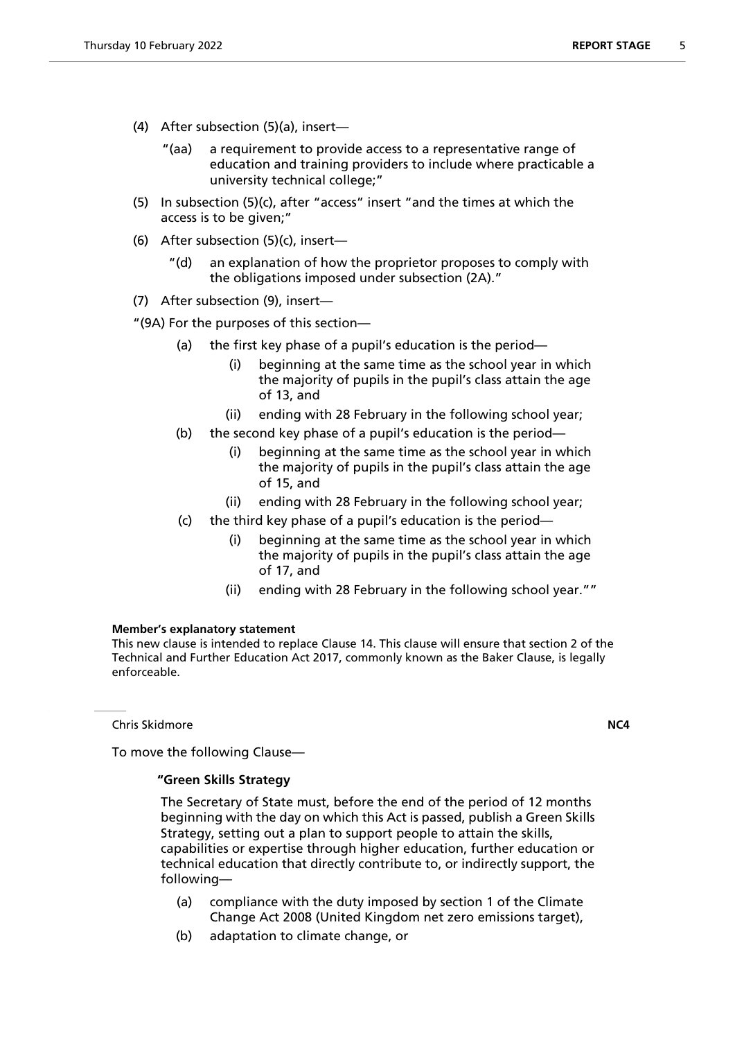(4) After subsection (5)(a), insert—

"(aa) a requirement to provide access to a representative range of education and training providers to include where practicable a university technical college;"

(5) In subsection (5)(c), after "access" insert "and the times at which the access is to be given;"

(6) After subsection (5)(c), insert—

"(d) an explanation of how the proprietor proposes to comply with the obligations imposed under subsection (2A)."

(7) After subsection (9), insert—

"(9A) For the purposes of this section—

(a) the first key phase of a pupil's education is the period—

(i) beginning at the same time as the school year in which the majority of pupils in the pupil's class attain the age of 13, and

(ii) ending with 28 February in the following school year;

(b) the second key phase of a pupil's education is the period—

(i) beginning at the same time as the school year in which the majority of pupils in the pupil's class attain the age of 15, and

(ii) ending with 28 February in the following school year;

(c) the third key phase of a pupil's education is the period—

(i) beginning at the same time as the school year in which the majority of pupils in the pupil's class attain the age of 17, and

(ii) ending with 28 February in the following school year.""

**Member's explanatory statement**

This new clause is intended to replace Clause 14. This clause will ensure that section 2 of the Technical and Further Education Act 2017, commonly known as the Baker Clause, is legally enforceable.

---

Chris Skidmore **NC4**

To move the following Clause—

**"Green Skills Strategy**

The Secretary of State must, before the end of the period of 12 months beginning with the day on which this Act is passed, publish a Green Skills Strategy, setting out a plan to support people to attain the skills, capabilities or expertise through higher education, further education or technical education that directly contribute to, or indirectly support, the following—

(a) compliance with the duty imposed by section 1 of the Climate Change Act 2008 (United Kingdom net zero emissions target),

(b) adaptation to climate change, or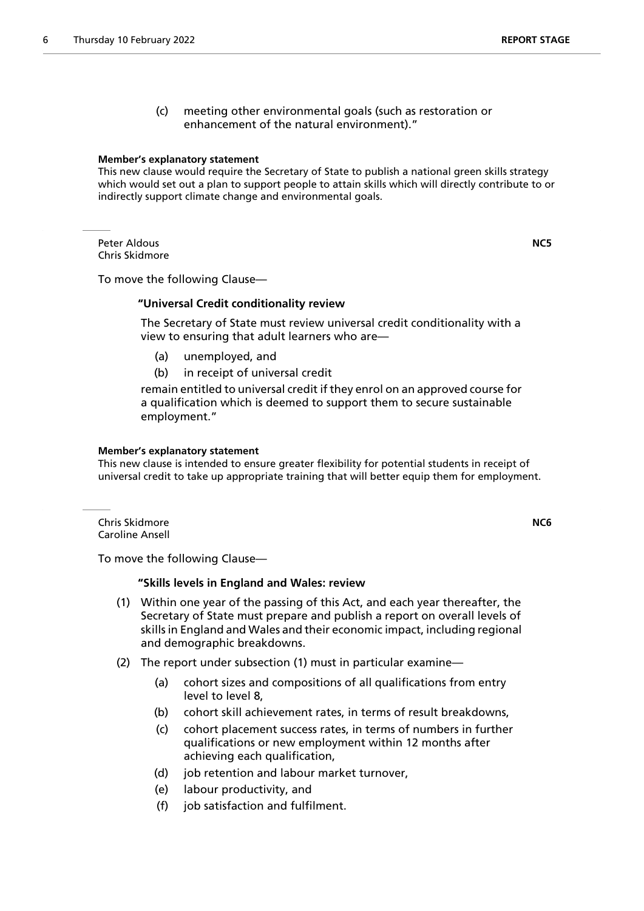(c) meeting other environmental goals (such as restoration or enhancement of the natural environment)."

**Member's explanatory statement**

This new clause would require the Secretary of State to publish a national green skills strategy which would set out a plan to support people to attain skills which will directly contribute to or indirectly support climate change and environmental goals.

Peter Aldous
Chris Skidmore

**NC5**

To move the following Clause—

**"Universal Credit conditionality review**

The Secretary of State must review universal credit conditionality with a view to ensuring that adult learners who are—

(a) unemployed, and

(b) in receipt of universal credit

remain entitled to universal credit if they enrol on an approved course for a qualification which is deemed to support them to secure sustainable employment."

**Member's explanatory statement**

This new clause is intended to ensure greater flexibility for potential students in receipt of universal credit to take up appropriate training that will better equip them for employment.

Chris Skidmore
Caroline Ansell

**NC6**

To move the following Clause—

**"Skills levels in England and Wales: review**

(1) Within one year of the passing of this Act, and each year thereafter, the Secretary of State must prepare and publish a report on overall levels of skills in England and Wales and their economic impact, including regional and demographic breakdowns.

(2) The report under subsection (1) must in particular examine—

(a) cohort sizes and compositions of all qualifications from entry level to level 8,

(b) cohort skill achievement rates, in terms of result breakdowns,

(c) cohort placement success rates, in terms of numbers in further qualifications or new employment within 12 months after achieving each qualification,

(d) job retention and labour market turnover,

(e) labour productivity, and

(f) job satisfaction and fulfilment.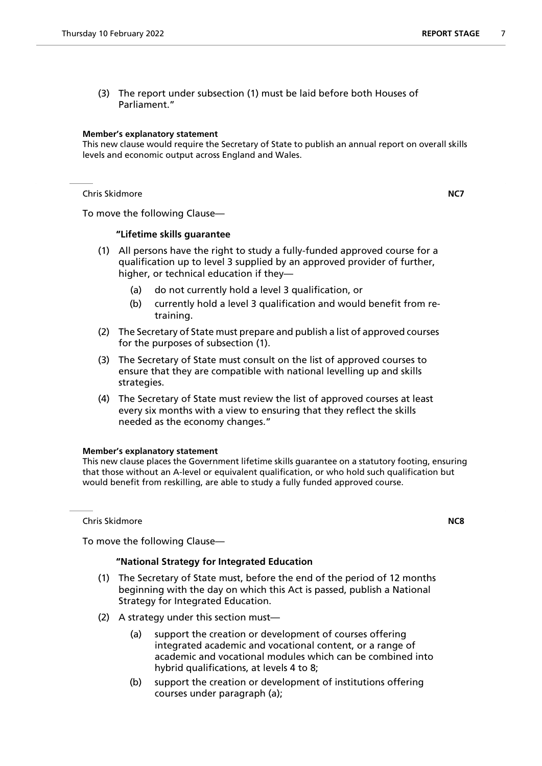(3) The report under subsection (1) must be laid before both Houses of Parliament.”

**Member’s explanatory statement**

This new clause would require the Secretary of State to publish an annual report on overall skills levels and economic output across England and Wales.

---

Chris Skidmore **NC7**

To move the following Clause—

**“Lifetime skills guarantee**

(1) All persons have the right to study a fully-funded approved course for a qualification up to level 3 supplied by an approved provider of further, higher, or technical education if they—

(a) do not currently hold a level 3 qualification, or

(b) currently hold a level 3 qualification and would benefit from re-training.

(2) The Secretary of State must prepare and publish a list of approved courses for the purposes of subsection (1).

(3) The Secretary of State must consult on the list of approved courses to ensure that they are compatible with national levelling up and skills strategies.

(4) The Secretary of State must review the list of approved courses at least every six months with a view to ensuring that they reflect the skills needed as the economy changes.”

**Member’s explanatory statement**

This new clause places the Government lifetime skills guarantee on a statutory footing, ensuring that those without an A-level or equivalent qualification, or who hold such qualification but would benefit from reskilling, are able to study a fully funded approved course.

---

Chris Skidmore **NC8**

To move the following Clause—

**“National Strategy for Integrated Education**

(1) The Secretary of State must, before the end of the period of 12 months beginning with the day on which this Act is passed, publish a National Strategy for Integrated Education.

(2) A strategy under this section must—

(a) support the creation or development of courses offering integrated academic and vocational content, or a range of academic and vocational modules which can be combined into hybrid qualifications, at levels 4 to 8;

(b) support the creation or development of institutions offering courses under paragraph (a);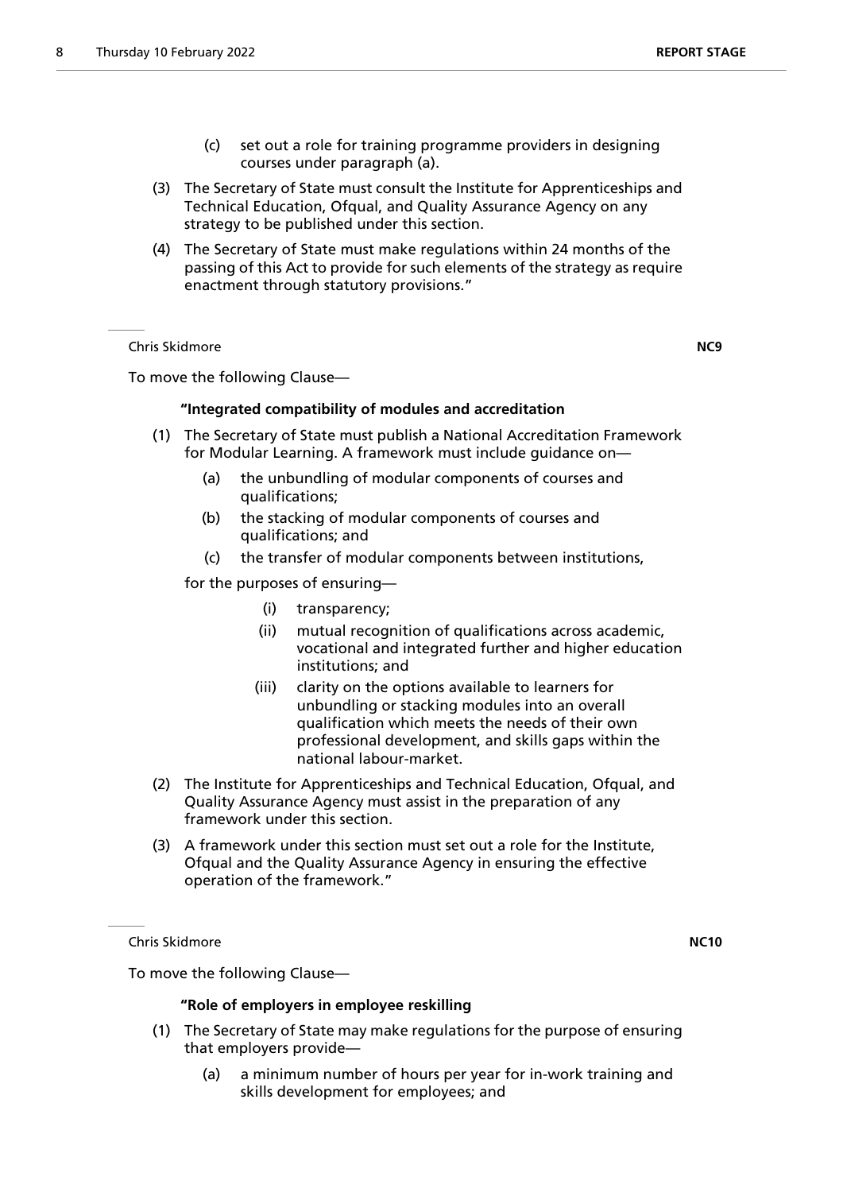(c) set out a role for training programme providers in designing courses under paragraph (a).

(3) The Secretary of State must consult the Institute for Apprenticeships and Technical Education, Ofqual, and Quality Assurance Agency on any strategy to be published under this section.

(4) The Secretary of State must make regulations within 24 months of the passing of this Act to provide for such elements of the strategy as require enactment through statutory provisions."

---

Chris Skidmore **NC9**

To move the following Clause—

**"Integrated compatibility of modules and accreditation**

(1) The Secretary of State must publish a National Accreditation Framework for Modular Learning. A framework must include guidance on—

(a) the unbundling of modular components of courses and qualifications;

(b) the stacking of modular components of courses and qualifications; and

(c) the transfer of modular components between institutions,

for the purposes of ensuring—

(i) transparency;

(ii) mutual recognition of qualifications across academic, vocational and integrated further and higher education institutions; and

(iii) clarity on the options available to learners for unbundling or stacking modules into an overall qualification which meets the needs of their own professional development, and skills gaps within the national labour-market.

(2) The Institute for Apprenticeships and Technical Education, Ofqual, and Quality Assurance Agency must assist in the preparation of any framework under this section.

(3) A framework under this section must set out a role for the Institute, Ofqual and the Quality Assurance Agency in ensuring the effective operation of the framework."

---

Chris Skidmore **NC10**

To move the following Clause—

**"Role of employers in employee reskilling**

(1) The Secretary of State may make regulations for the purpose of ensuring that employers provide—

(a) a minimum number of hours per year for in-work training and skills development for employees; and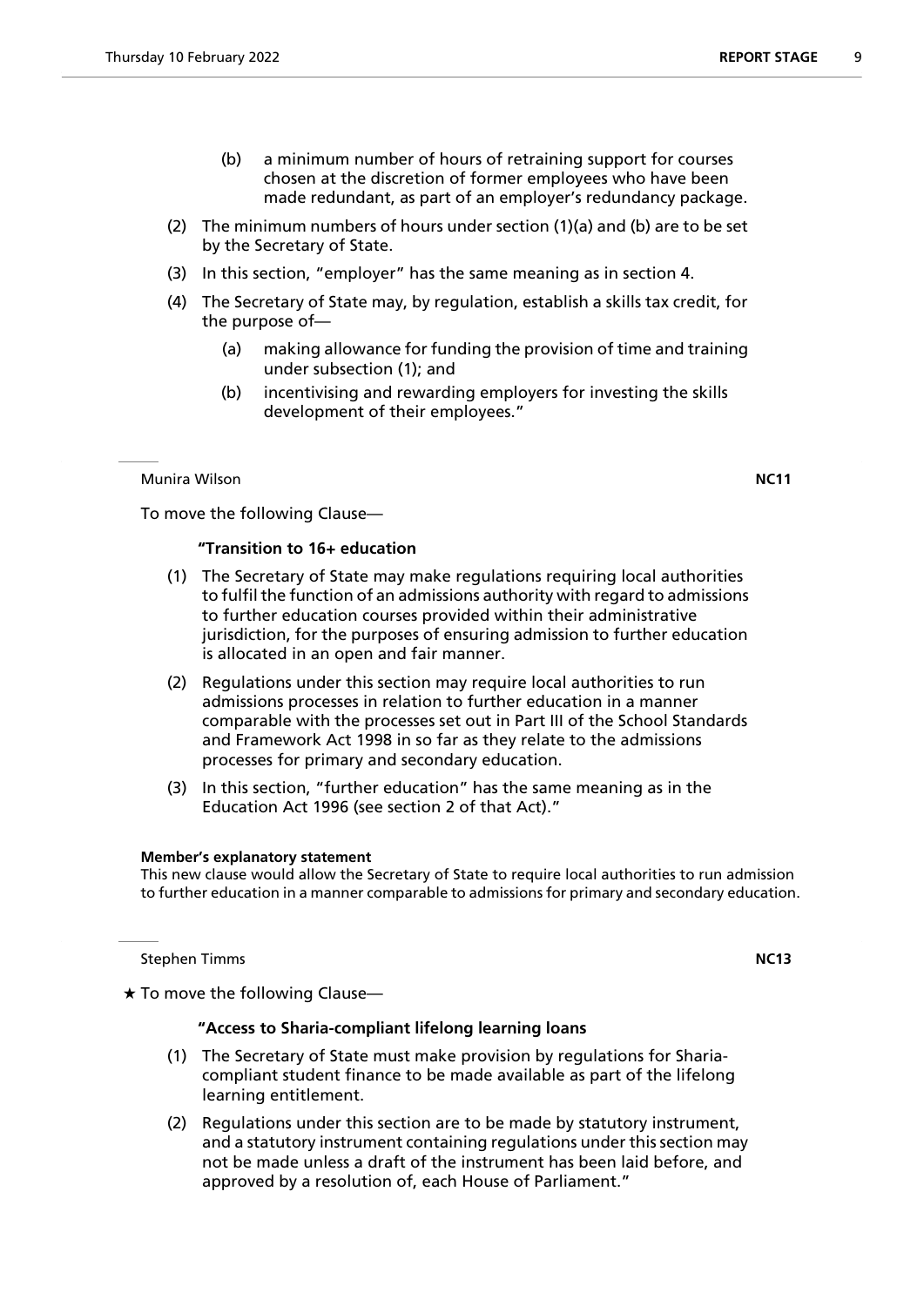(b) a minimum number of hours of retraining support for courses chosen at the discretion of former employees who have been made redundant, as part of an employer's redundancy package.

(2) The minimum numbers of hours under section (1)(a) and (b) are to be set by the Secretary of State.

(3) In this section, "employer" has the same meaning as in section 4.

(4) The Secretary of State may, by regulation, establish a skills tax credit, for the purpose of—

(a) making allowance for funding the provision of time and training under subsection (1); and

(b) incentivising and rewarding employers for investing the skills development of their employees."

---

Munira Wilson **NC11**

To move the following Clause—

**"Transition to 16+ education**

(1) The Secretary of State may make regulations requiring local authorities to fulfil the function of an admissions authority with regard to admissions to further education courses provided within their administrative jurisdiction, for the purposes of ensuring admission to further education is allocated in an open and fair manner.

(2) Regulations under this section may require local authorities to run admissions processes in relation to further education in a manner comparable with the processes set out in Part III of the School Standards and Framework Act 1998 in so far as they relate to the admissions processes for primary and secondary education.

(3) In this section, "further education" has the same meaning as in the Education Act 1996 (see section 2 of that Act)."

**Member's explanatory statement**

This new clause would allow the Secretary of State to require local authorities to run admission to further education in a manner comparable to admissions for primary and secondary education.

---

Stephen Timms **NC13**

★ To move the following Clause—

**"Access to Sharia-compliant lifelong learning loans**

(1) The Secretary of State must make provision by regulations for Sharia-compliant student finance to be made available as part of the lifelong learning entitlement.

(2) Regulations under this section are to be made by statutory instrument, and a statutory instrument containing regulations under this section may not be made unless a draft of the instrument has been laid before, and approved by a resolution of, each House of Parliament."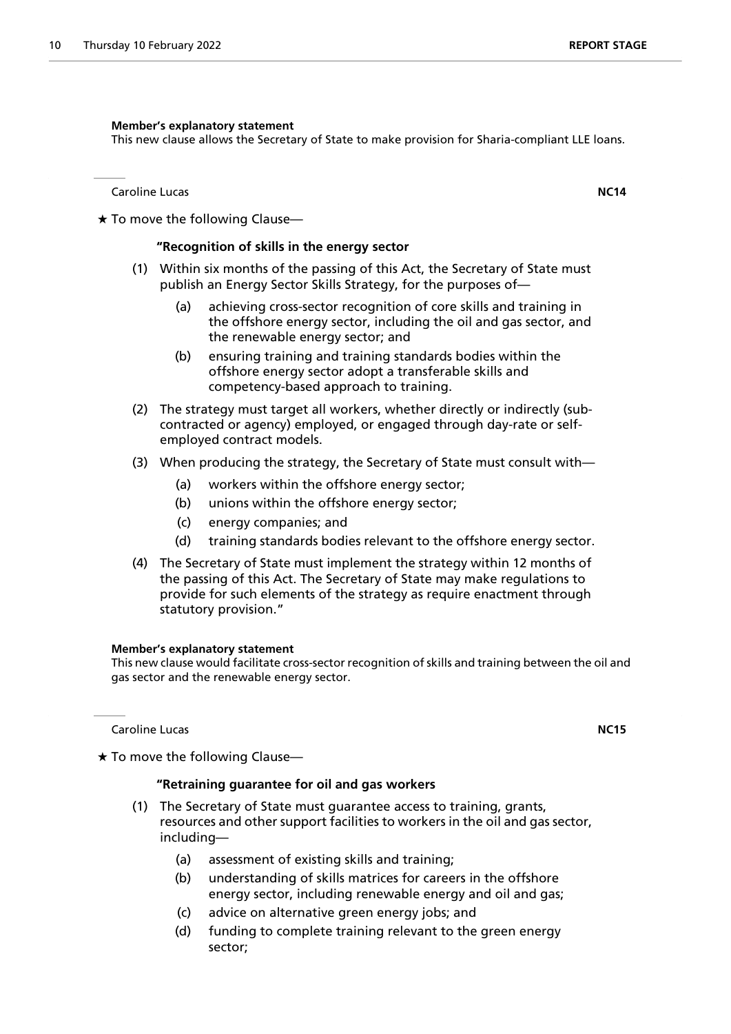**Member's explanatory statement**

This new clause allows the Secretary of State to make provision for Sharia-compliant LLE loans.

---

Caroline Lucas **NC14**

★ To move the following Clause—

**"Recognition of skills in the energy sector**

(1) Within six months of the passing of this Act, the Secretary of State must publish an Energy Sector Skills Strategy, for the purposes of—

(a) achieving cross-sector recognition of core skills and training in the offshore energy sector, including the oil and gas sector, and the renewable energy sector; and

(b) ensuring training and training standards bodies within the offshore energy sector adopt a transferable skills and competency-based approach to training.

(2) The strategy must target all workers, whether directly or indirectly (sub-contracted or agency) employed, or engaged through day-rate or self-employed contract models.

(3) When producing the strategy, the Secretary of State must consult with—

(a) workers within the offshore energy sector;

(b) unions within the offshore energy sector;

(c) energy companies; and

(d) training standards bodies relevant to the offshore energy sector.

(4) The Secretary of State must implement the strategy within 12 months of the passing of this Act. The Secretary of State may make regulations to provide for such elements of the strategy as require enactment through statutory provision."

**Member's explanatory statement**

This new clause would facilitate cross-sector recognition of skills and training between the oil and gas sector and the renewable energy sector.

---

Caroline Lucas **NC15**

★ To move the following Clause—

**"Retraining guarantee for oil and gas workers**

(1) The Secretary of State must guarantee access to training, grants, resources and other support facilities to workers in the oil and gas sector, including—

(a) assessment of existing skills and training;

(b) understanding of skills matrices for careers in the offshore energy sector, including renewable energy and oil and gas;

(c) advice on alternative green energy jobs; and

(d) funding to complete training relevant to the green energy sector;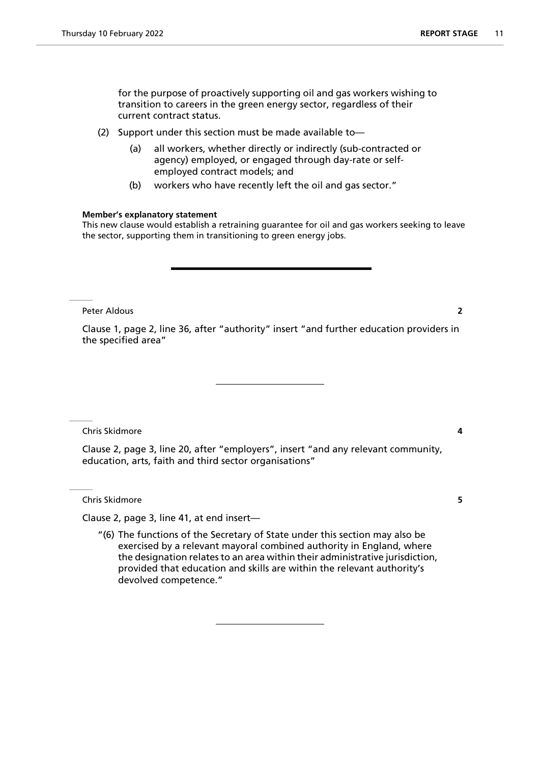for the purpose of proactively supporting oil and gas workers wishing to transition to careers in the green energy sector, regardless of their current contract status.

(2) Support under this section must be made available to—

(a) all workers, whether directly or indirectly (sub-contracted or agency) employed, or engaged through day-rate or self-employed contract models; and

(b) workers who have recently left the oil and gas sector."

**Member's explanatory statement**
This new clause would establish a retraining guarantee for oil and gas workers seeking to leave the sector, supporting them in transitioning to green energy jobs.

---

Peter Aldous **2**

Clause 1, page 2, line 36, after "authority" insert "and further education providers in the specified area"

---

Chris Skidmore **4**

Clause 2, page 3, line 20, after "employers", insert "and any relevant community, education, arts, faith and third sector organisations"

Chris Skidmore **5**

Clause 2, page 3, line 41, at end insert—

"(6) The functions of the Secretary of State under this section may also be exercised by a relevant mayoral combined authority in England, where the designation relates to an area within their administrative jurisdiction, provided that education and skills are within the relevant authority's devolved competence."

---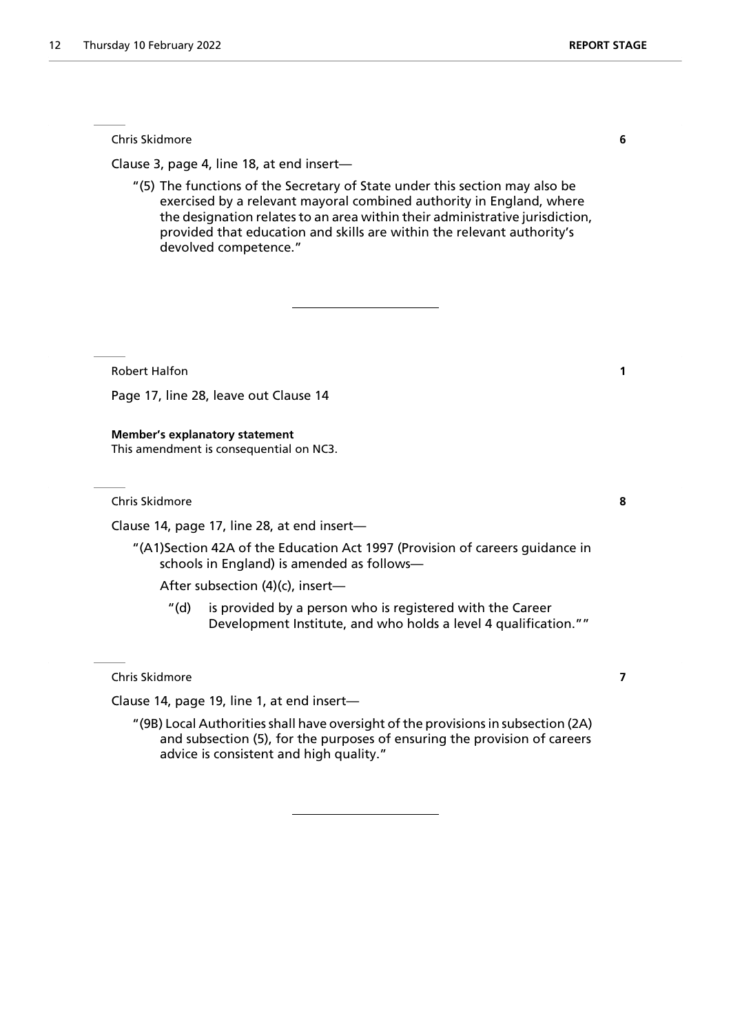Chris Skidmore **6**

Clause 3, page 4, line 18, at end insert—

"(5) The functions of the Secretary of State under this section may also be exercised by a relevant mayoral combined authority in England, where the designation relates to an area within their administrative jurisdiction, provided that education and skills are within the relevant authority's devolved competence."

---

Robert Halfon **1**

Page 17, line 28, leave out Clause 14

**Member's explanatory statement**
This amendment is consequential on NC3.

Chris Skidmore **8**

Clause 14, page 17, line 28, at end insert—

"(A1)Section 42A of the Education Act 1997 (Provision of careers guidance in schools in England) is amended as follows—

After subsection (4)(c), insert—

"(d) is provided by a person who is registered with the Career Development Institute, and who holds a level 4 qualification.""

Chris Skidmore **7**

Clause 14, page 19, line 1, at end insert—

"(9B) Local Authorities shall have oversight of the provisions in subsection (2A) and subsection (5), for the purposes of ensuring the provision of careers advice is consistent and high quality."

---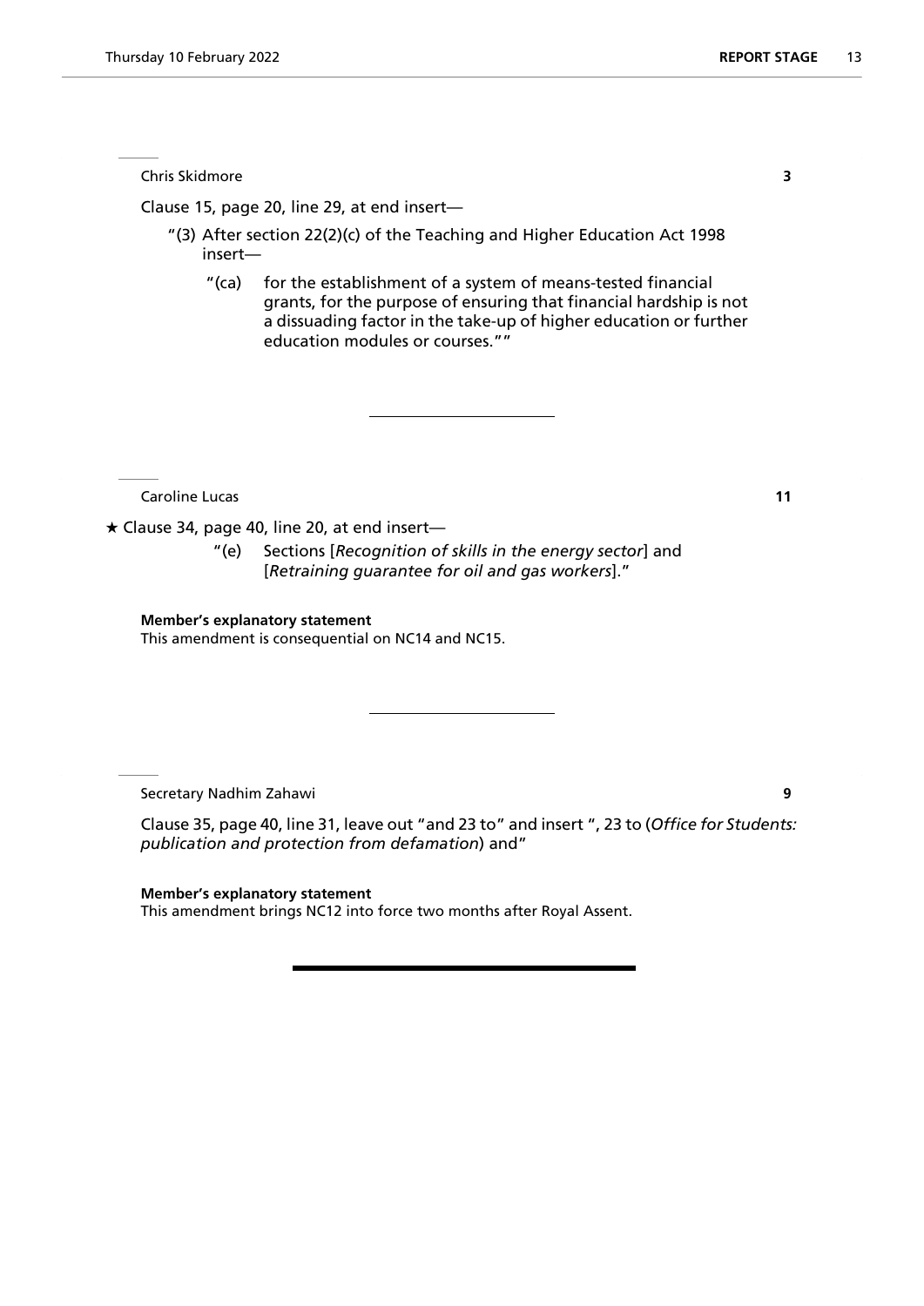Chris Skidmore **3**

Clause 15, page 20, line 29, at end insert—

"(3) After section 22(2)(c) of the Teaching and Higher Education Act 1998 insert—

"(ca) for the establishment of a system of means-tested financial grants, for the purpose of ensuring that financial hardship is not a dissuading factor in the take-up of higher education or further education modules or courses.""

---

Caroline Lucas **11**

★ Clause 34, page 40, line 20, at end insert—

"(e) Sections [*Recognition of skills in the energy sector*] and [*Retraining guarantee for oil and gas workers*]."

**Member's explanatory statement**
This amendment is consequential on NC14 and NC15.

---

Secretary Nadhim Zahawi **9**

Clause 35, page 40, line 31, leave out "and 23 to" and insert ", 23 to (*Office for Students: publication and protection from defamation*) and"

**Member's explanatory statement**
This amendment brings NC12 into force two months after Royal Assent.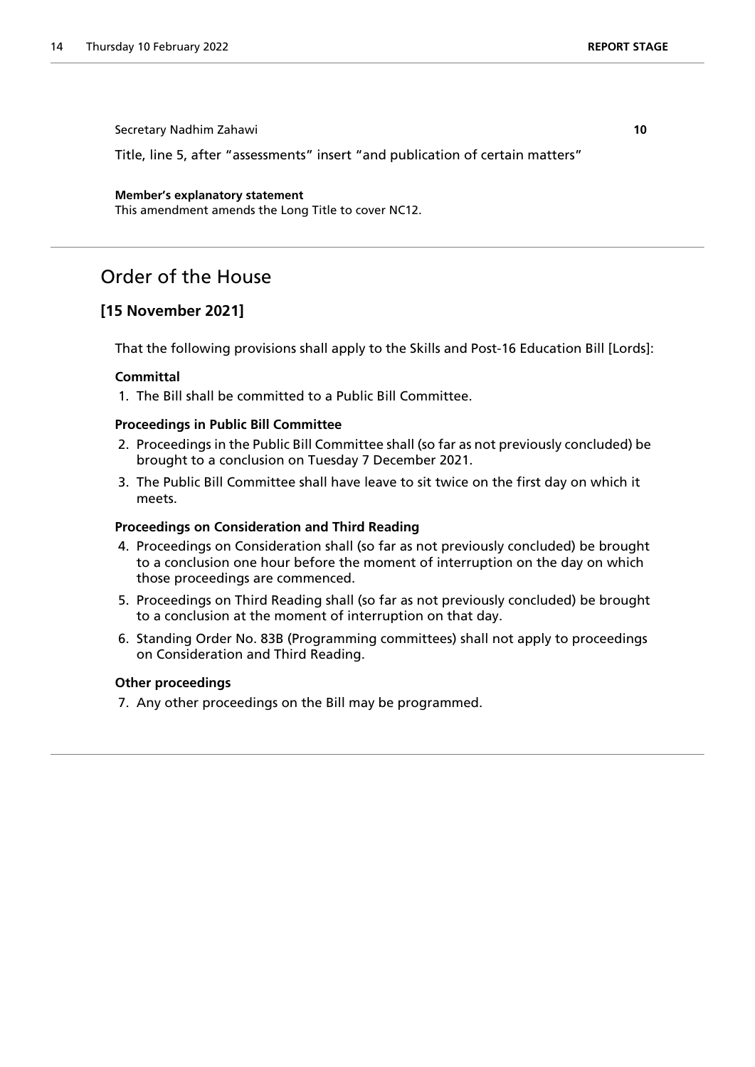Secretary Nadhim Zahawi **10**

Title, line 5, after "assessments" insert "and publication of certain matters"

**Member's explanatory statement**
This amendment amends the Long Title to cover NC12.

# Order of the House

## [15 November 2021]

That the following provisions shall apply to the Skills and Post-16 Education Bill [Lords]:

**Committal**

1. The Bill shall be committed to a Public Bill Committee.

**Proceedings in Public Bill Committee**

2. Proceedings in the Public Bill Committee shall (so far as not previously concluded) be brought to a conclusion on Tuesday 7 December 2021.
3. The Public Bill Committee shall have leave to sit twice on the first day on which it meets.

**Proceedings on Consideration and Third Reading**

4. Proceedings on Consideration shall (so far as not previously concluded) be brought to a conclusion one hour before the moment of interruption on the day on which those proceedings are commenced.
5. Proceedings on Third Reading shall (so far as not previously concluded) be brought to a conclusion at the moment of interruption on that day.
6. Standing Order No. 83B (Programming committees) shall not apply to proceedings on Consideration and Third Reading.

**Other proceedings**

7. Any other proceedings on the Bill may be programmed.